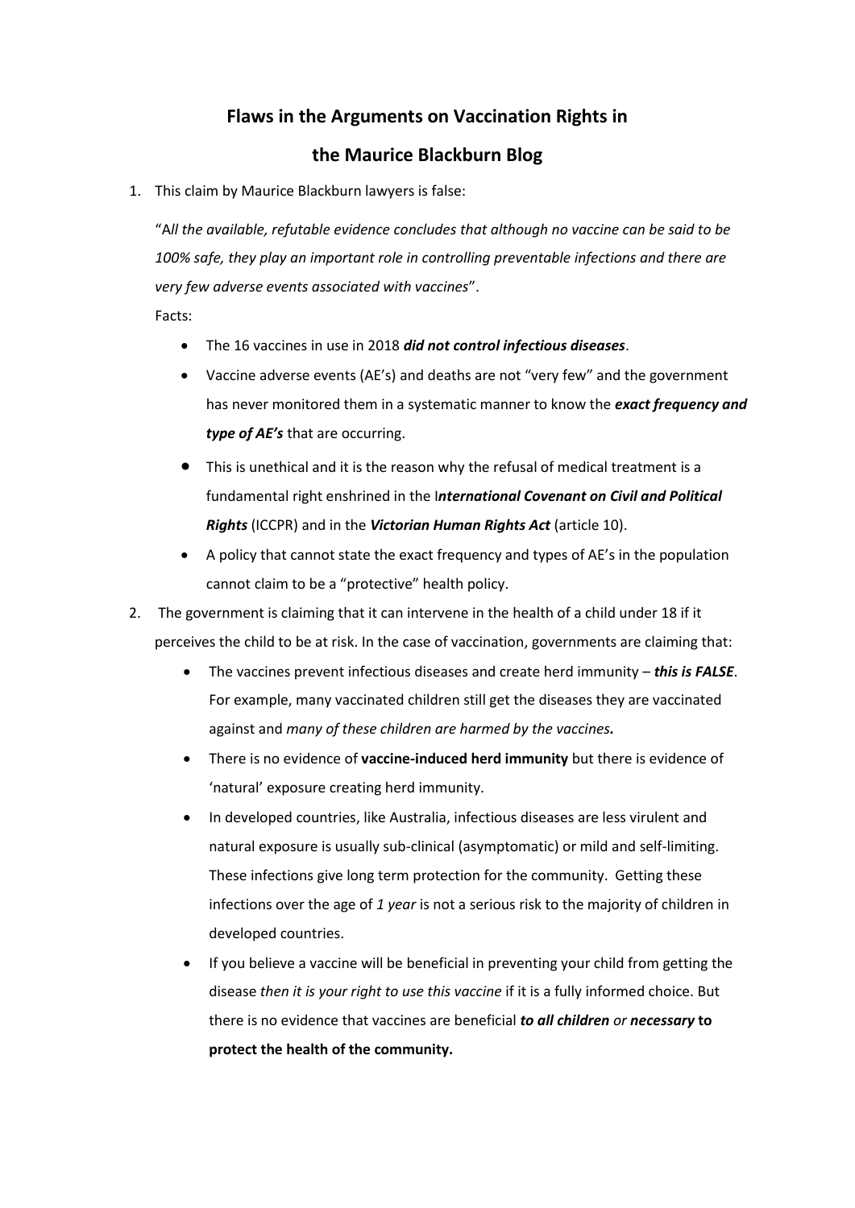# Flaws in the Arguments on Vaccination Rights in the Maurice Blackburn Blog

1. This claim by Maurice Blackburn lawyers is false:

   "*All the available, refutable evidence concludes that although no vaccine can be said to be 100% safe, they play an important role in controlling preventable infections and there are very few adverse events associated with vaccines*".

   Facts:

   - The 16 vaccines in use in 2018 ***did not control infectious diseases***.
   - Vaccine adverse events (AE's) and deaths are not "very few" and the government has never monitored them in a systematic manner to know the ***exact frequency and type of AE's*** that are occurring.
   - This is unethical and it is the reason why the refusal of medical treatment is a fundamental right enshrined in the I***nternational Covenant on Civil and Political Rights*** (ICCPR) and in the ***Victorian Human Rights Act*** (article 10).
   - A policy that cannot state the exact frequency and types of AE's in the population cannot claim to be a "protective" health policy.

2. The government is claiming that it can intervene in the health of a child under 18 if it perceives the child to be at risk. In the case of vaccination, governments are claiming that:

   - The vaccines prevent infectious diseases and create herd immunity – ***this is FALSE***. For example, many vaccinated children still get the diseases they are vaccinated against and *many of these children are harmed by the vaccines.*
   - There is no evidence of **vaccine-induced herd immunity** but there is evidence of 'natural' exposure creating herd immunity.
   - In developed countries, like Australia, infectious diseases are less virulent and natural exposure is usually sub-clinical (asymptomatic) or mild and self-limiting. These infections give long term protection for the community. Getting these infections over the age of *1 year* is not a serious risk to the majority of children in developed countries.
   - If you believe a vaccine will be beneficial in preventing your child from getting the disease *then it is your right to use this vaccine* if it is a fully informed choice. But there is no evidence that vaccines are beneficial ***to all children*** *or* ***necessary* to protect the health of the community.**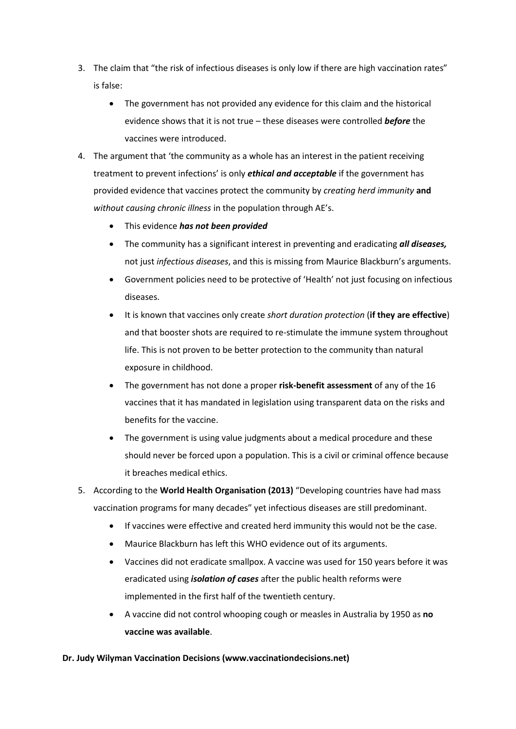3. The claim that "the risk of infectious diseases is only low if there are high vaccination rates" is false:
    - The government has not provided any evidence for this claim and the historical evidence shows that it is not true – these diseases were controlled ***before*** the vaccines were introduced.
4. The argument that 'the community as a whole has an interest in the patient receiving treatment to prevent infections' is only ***ethical and acceptable*** if the government has provided evidence that vaccines protect the community by *creating herd immunity* **and** *without causing chronic illness* in the population through AE's.
    - This evidence ***has not been provided***
    - The community has a significant interest in preventing and eradicating ***all diseases,*** not just *infectious diseases*, and this is missing from Maurice Blackburn's arguments.
    - Government policies need to be protective of 'Health' not just focusing on infectious diseases.
    - It is known that vaccines only create *short duration protection* (**if they are effective**) and that booster shots are required to re-stimulate the immune system throughout life. This is not proven to be better protection to the community than natural exposure in childhood.
    - The government has not done a proper **risk-benefit assessment** of any of the 16 vaccines that it has mandated in legislation using transparent data on the risks and benefits for the vaccine.
    - The government is using value judgments about a medical procedure and these should never be forced upon a population. This is a civil or criminal offence because it breaches medical ethics.
5. According to the **World Health Organisation (2013)** "Developing countries have had mass vaccination programs for many decades" yet infectious diseases are still predominant.
    - If vaccines were effective and created herd immunity this would not be the case.
    - Maurice Blackburn has left this WHO evidence out of its arguments.
    - Vaccines did not eradicate smallpox. A vaccine was used for 150 years before it was eradicated using ***isolation of cases*** after the public health reforms were implemented in the first half of the twentieth century.
    - A vaccine did not control whooping cough or measles in Australia by 1950 as **no vaccine was available**.

**Dr. Judy Wilyman Vaccination Decisions (www.vaccinationdecisions.net)**